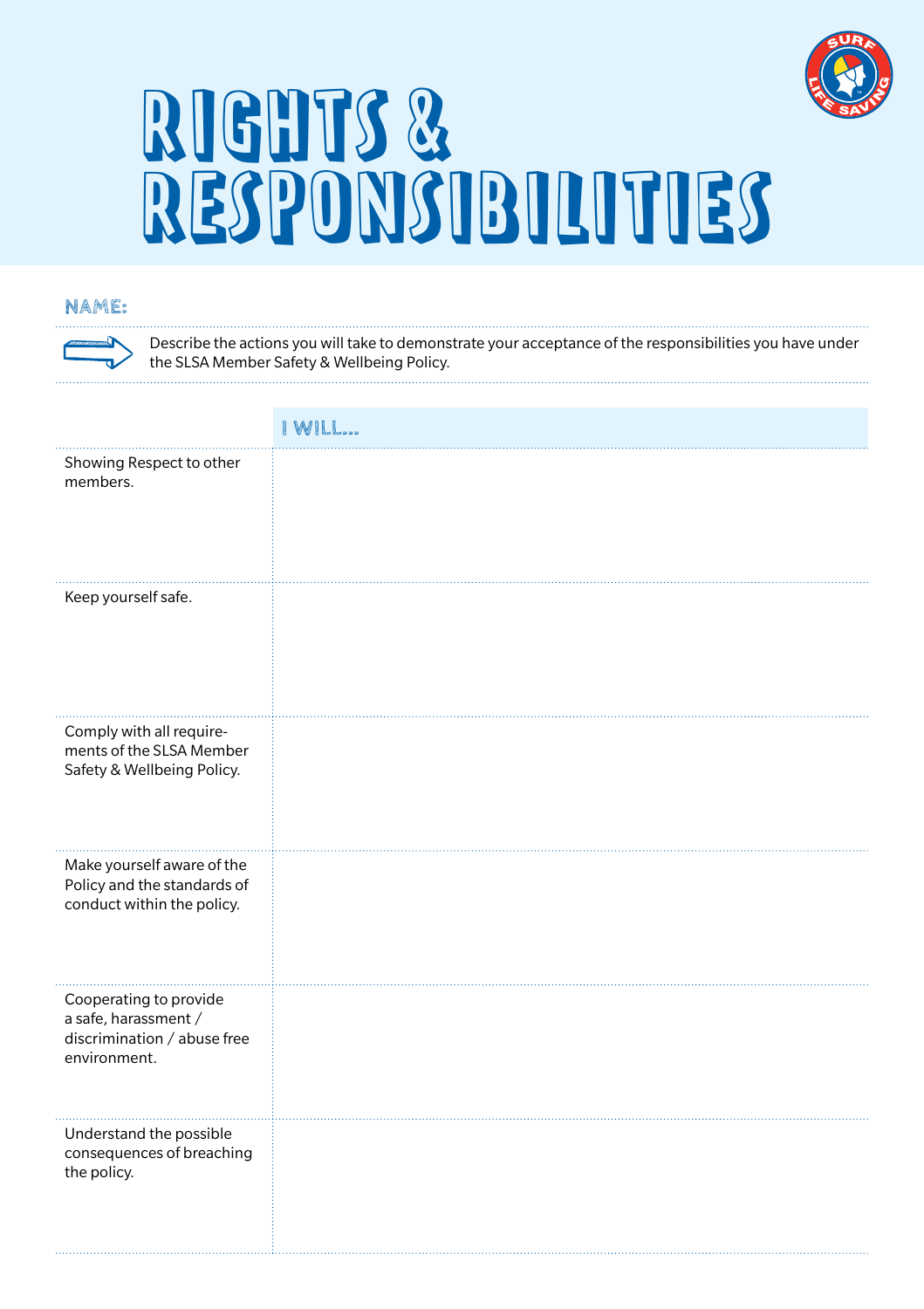# RIGHTS & RESPONSIBILITIES

**NAME:**

Describe the actions you will take to demonstrate your acceptance of the responsibilities you have under the SLSA Member Safety & Wellbeing Policy.

| | I WILL... |
|---|---|
| Showing Respect to other members. | |
| Keep yourself safe. | |
| Comply with all requirements of the SLSA Member Safety & Wellbeing Policy. | |
| Make yourself aware of the Policy and the standards of conduct within the policy. | |
| Cooperating to provide a safe, harassment / discrimination / abuse free environment. | |
| Understand the possible consequences of breaching the policy. | |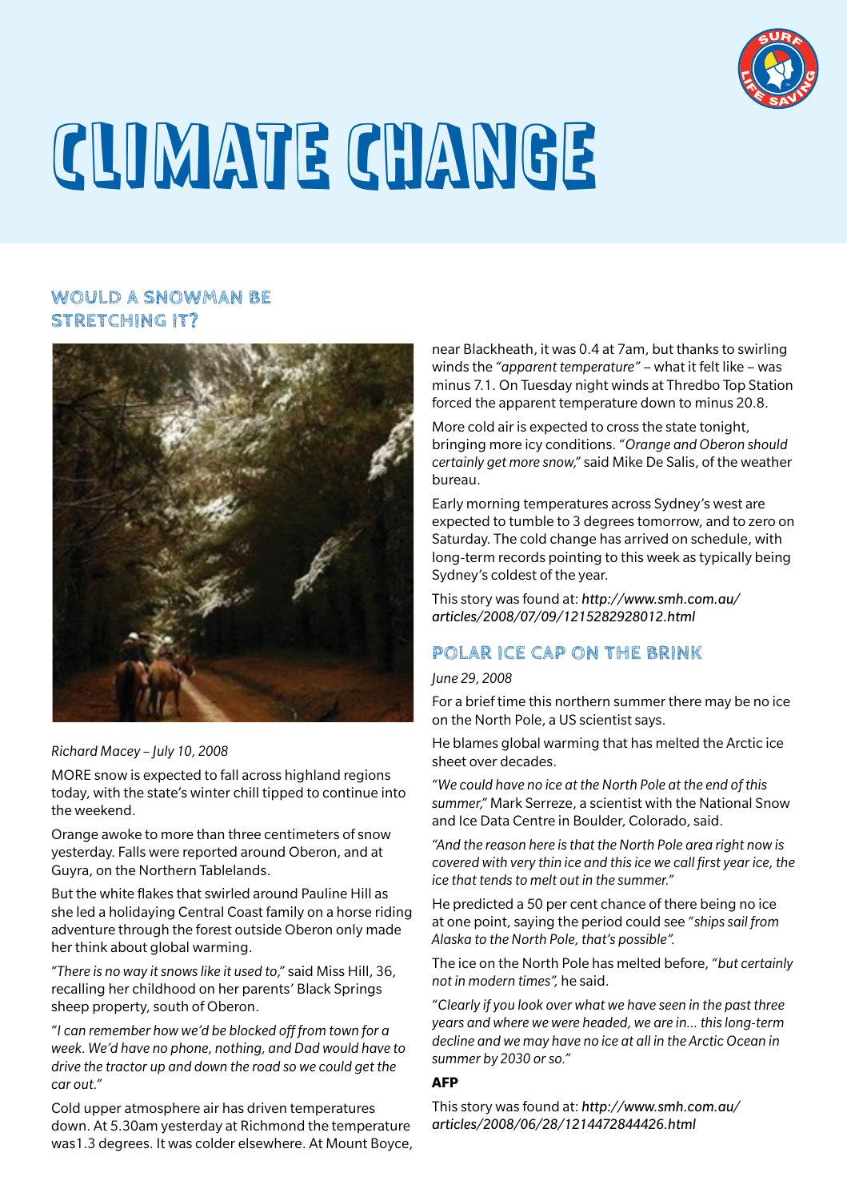# CLIMATE CHANGE

## WOULD A SNOWMAN BE STRETCHING IT?

*Richard Macey – July 10, 2008*

MORE snow is expected to fall across highland regions today, with the state's winter chill tipped to continue into the weekend.

Orange awoke to more than three centimeters of snow yesterday. Falls were reported around Oberon, and at Guyra, on the Northern Tablelands.

But the white flakes that swirled around Pauline Hill as she led a holidaying Central Coast family on a horse riding adventure through the forest outside Oberon only made her think about global warming.

*"There is no way it snows like it used to,"* said Miss Hill, 36, recalling her childhood on her parents' Black Springs sheep property, south of Oberon.

*"I can remember how we'd be blocked off from town for a week. We'd have no phone, nothing, and Dad would have to drive the tractor up and down the road so we could get the car out."*

Cold upper atmosphere air has driven temperatures down. At 5.30am yesterday at Richmond the temperature was1.3 degrees. It was colder elsewhere. At Mount Boyce, near Blackheath, it was 0.4 at 7am, but thanks to swirling winds the *"apparent temperature"* – what it felt like – was minus 7.1. On Tuesday night winds at Thredbo Top Station forced the apparent temperature down to minus 20.8.

More cold air is expected to cross the state tonight, bringing more icy conditions. *"Orange and Oberon should certainly get more snow,"* said Mike De Salis, of the weather bureau.

Early morning temperatures across Sydney's west are expected to tumble to 3 degrees tomorrow, and to zero on Saturday. The cold change has arrived on schedule, with long-term records pointing to this week as typically being Sydney's coldest of the year.

This story was found at: ***http://www.smh.com.au/articles/2008/07/09/1215282928012.html***

## POLAR ICE CAP ON THE BRINK

*June 29, 2008*

For a brief time this northern summer there may be no ice on the North Pole, a US scientist says.

He blames global warming that has melted the Arctic ice sheet over decades.

*"We could have no ice at the North Pole at the end of this summer,"* Mark Serreze, a scientist with the National Snow and Ice Data Centre in Boulder, Colorado, said.

*"And the reason here is that the North Pole area right now is covered with very thin ice and this ice we call first year ice, the ice that tends to melt out in the summer."*

He predicted a 50 per cent chance of there being no ice at one point, saying the period could see *"ships sail from Alaska to the North Pole, that's possible".*

The ice on the North Pole has melted before, *"but certainly not in modern times",* he said.

*"Clearly if you look over what we have seen in the past three years and where we were headed, we are in... this long-term decline and we may have no ice at all in the Arctic Ocean in summer by 2030 or so."*

**AFP**

This story was found at: ***http://www.smh.com.au/articles/2008/06/28/1214472844426.html***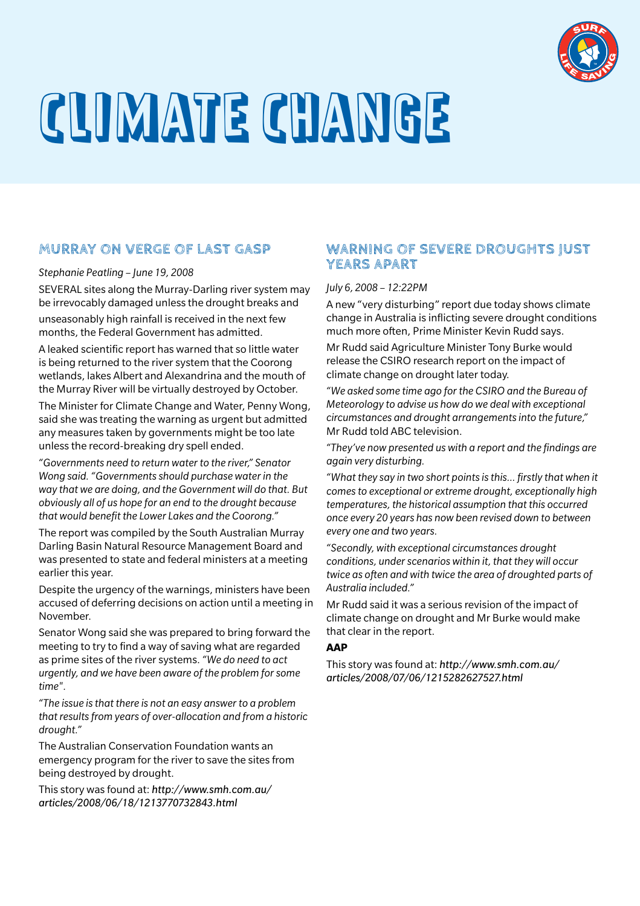# CLIMATE CHANGE

## MURRAY ON VERGE OF LAST GASP

*Stephanie Peatling – June 19, 2008*

SEVERAL sites along the Murray-Darling river system may be irrevocably damaged unless the drought breaks and unseasonably high rainfall is received in the next few months, the Federal Government has admitted.

A leaked scientific report has warned that so little water is being returned to the river system that the Coorong wetlands, lakes Albert and Alexandrina and the mouth of the Murray River will be virtually destroyed by October.

The Minister for Climate Change and Water, Penny Wong, said she was treating the warning as urgent but admitted any measures taken by governments might be too late unless the record-breaking dry spell ended.

*"Governments need to return water to the river," Senator Wong said. "Governments should purchase water in the way that we are doing, and the Government will do that. But obviously all of us hope for an end to the drought because that would benefit the Lower Lakes and the Coorong."*

The report was compiled by the South Australian Murray Darling Basin Natural Resource Management Board and was presented to state and federal ministers at a meeting earlier this year.

Despite the urgency of the warnings, ministers have been accused of deferring decisions on action until a meeting in November.

Senator Wong said she was prepared to bring forward the meeting to try to find a way of saving what are regarded as prime sites of the river systems. *"We do need to act urgently, and we have been aware of the problem for some time".*

*"The issue is that there is not an easy answer to a problem that results from years of over-allocation and from a historic drought."*

The Australian Conservation Foundation wants an emergency program for the river to save the sites from being destroyed by drought.

This story was found at: *http://www.smh.com.au/articles/2008/06/18/1213770732843.html*

## WARNING OF SEVERE DROUGHTS JUST YEARS APART

*July 6, 2008 – 12:22PM*

A new "very disturbing" report due today shows climate change in Australia is inflicting severe drought conditions much more often, Prime Minister Kevin Rudd says.

Mr Rudd said Agriculture Minister Tony Burke would release the CSIRO research report on the impact of climate change on drought later today.

*"We asked some time ago for the CSIRO and the Bureau of Meteorology to advise us how do we deal with exceptional circumstances and drought arrangements into the future,"* Mr Rudd told ABC television.

*"They've now presented us with a report and the findings are again very disturbing.*

*"What they say in two short points is this... firstly that when it comes to exceptional or extreme drought, exceptionally high temperatures, the historical assumption that this occurred once every 20 years has now been revised down to between every one and two years.*

*"Secondly, with exceptional circumstances drought conditions, under scenarios within it, that they will occur twice as often and with twice the area of droughted parts of Australia included."*

Mr Rudd said it was a serious revision of the impact of climate change on drought and Mr Burke would make that clear in the report.

**AAP**

This story was found at: *http://www.smh.com.au/articles/2008/07/06/1215282627527.html*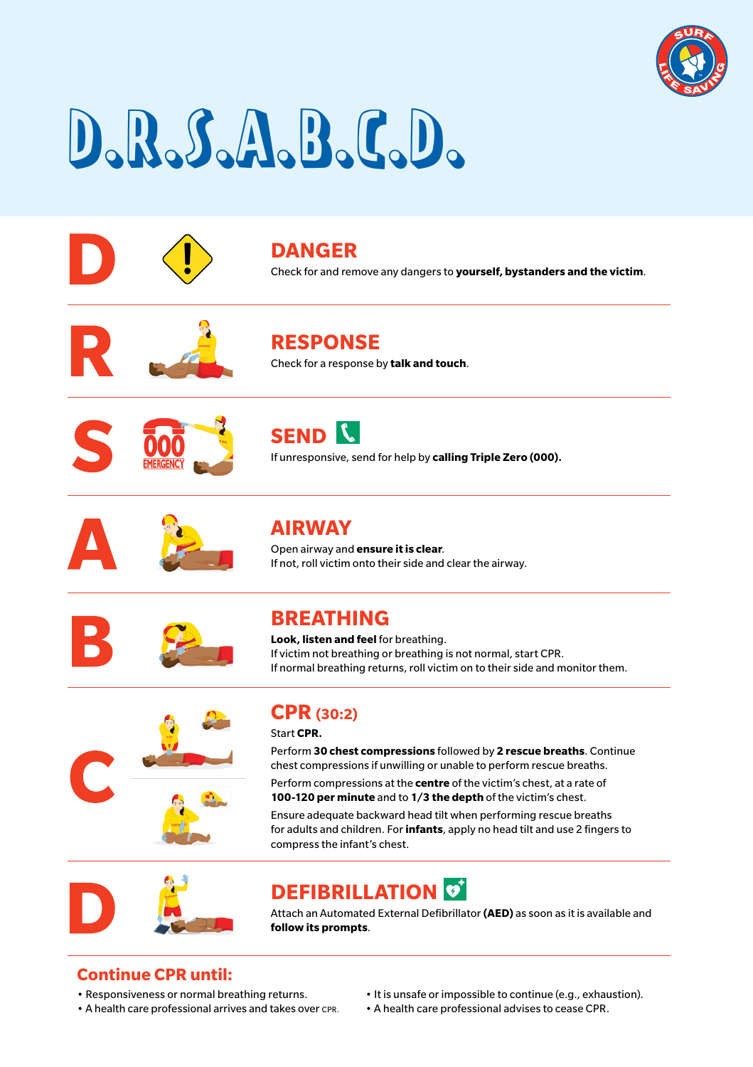# D.R.S.A.B.C.D.

## D — DANGER

Check for and remove any dangers to **yourself, bystanders and the victim**.

## R — RESPONSE

Check for a response by **talk and touch**.

## S — SEND

000 EMERGENCY

If unresponsive, send for help by **calling Triple Zero (000).**

## A — AIRWAY

Open airway and **ensure it is clear**.
If not, roll victim onto their side and clear the airway.

## B — BREATHING

**Look, listen and feel** for breathing.
If victim not breathing or breathing is not normal, start CPR.
If normal breathing returns, roll victim on to their side and monitor them.

## C — CPR (30:2)

Start **CPR.**

Perform **30 chest compressions** followed by **2 rescue breaths**. Continue chest compressions if unwilling or unable to perform rescue breaths.

Perform compressions at the **centre** of the victim's chest, at a rate of **100-120 per minute** and to **1/3 the depth** of the victim's chest.

Ensure adequate backward head tilt when performing rescue breaths for adults and children. For **infants**, apply no head tilt and use 2 fingers to compress the infant's chest.

## D — DEFIBRILLATION

Attach an Automated External Defibrillator **(AED)** as soon as it is available and **follow its prompts**.

## Continue CPR until:

- Responsiveness or normal breathing returns.
- A health care professional arrives and takes over CPR.
- It is unsafe or impossible to continue (e.g., exhaustion).
- A health care professional advises to cease CPR.